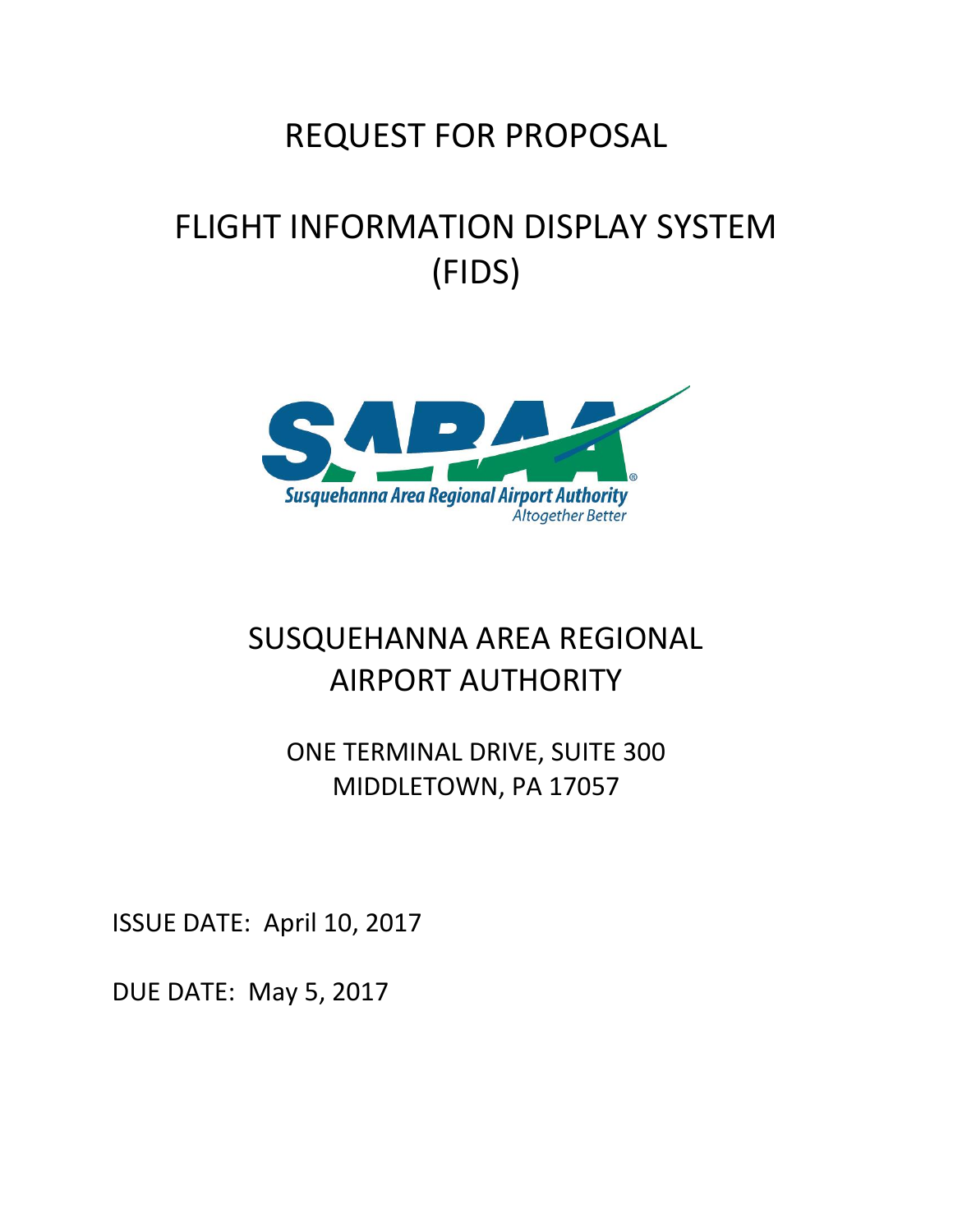# REQUEST FOR PROPOSAL

# FLIGHT INFORMATION DISPLAY SYSTEM (FIDS)

Susquehanna Area Regional Airport Authority

*Altogether Better*

## SUSQUEHANNA AREA REGIONAL AIRPORT AUTHORITY

ONE TERMINAL DRIVE, SUITE 300
MIDDLETOWN, PA 17057

ISSUE DATE: April 10, 2017

DUE DATE: May 5, 2017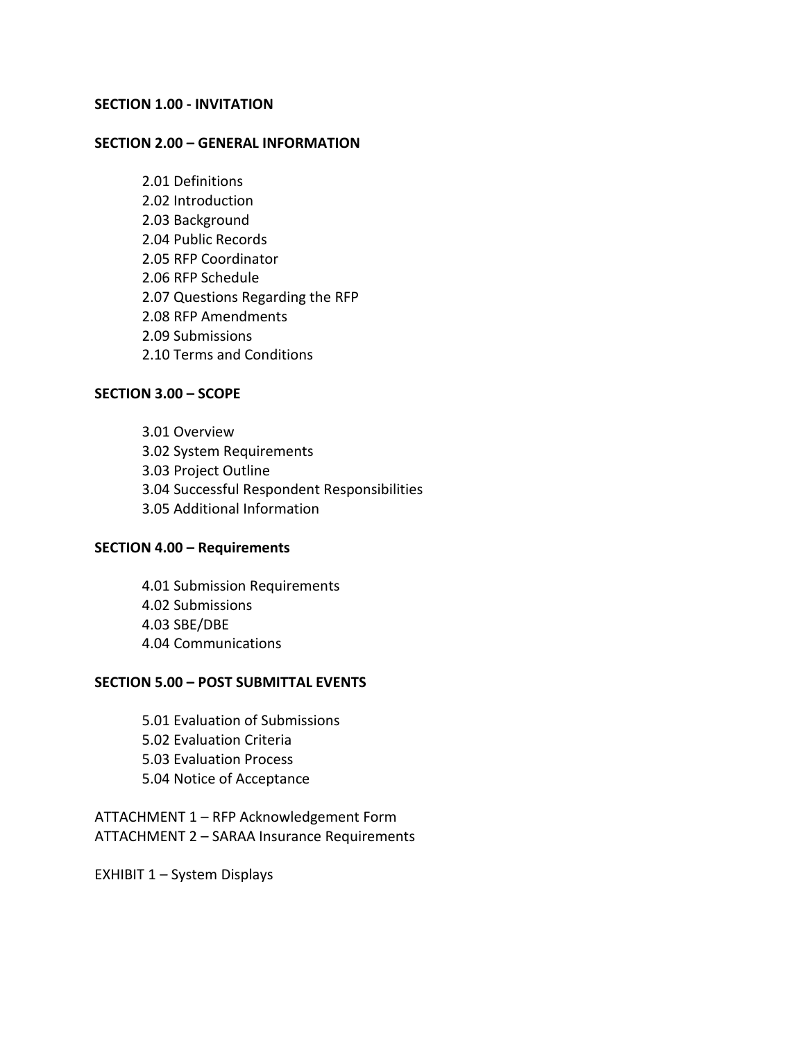**SECTION 1.00 - INVITATION**

**SECTION 2.00 – GENERAL INFORMATION**

- 2.01 Definitions
- 2.02 Introduction
- 2.03 Background
- 2.04 Public Records
- 2.05 RFP Coordinator
- 2.06 RFP Schedule
- 2.07 Questions Regarding the RFP
- 2.08 RFP Amendments
- 2.09 Submissions
- 2.10 Terms and Conditions

**SECTION 3.00 – SCOPE**

- 3.01 Overview
- 3.02 System Requirements
- 3.03 Project Outline
- 3.04 Successful Respondent Responsibilities
- 3.05 Additional Information

**SECTION 4.00 – Requirements**

- 4.01 Submission Requirements
- 4.02 Submissions
- 4.03 SBE/DBE
- 4.04 Communications

**SECTION 5.00 – POST SUBMITTAL EVENTS**

- 5.01 Evaluation of Submissions
- 5.02 Evaluation Criteria
- 5.03 Evaluation Process
- 5.04 Notice of Acceptance

ATTACHMENT 1 – RFP Acknowledgement Form
ATTACHMENT 2 – SARAA Insurance Requirements

EXHIBIT 1 – System Displays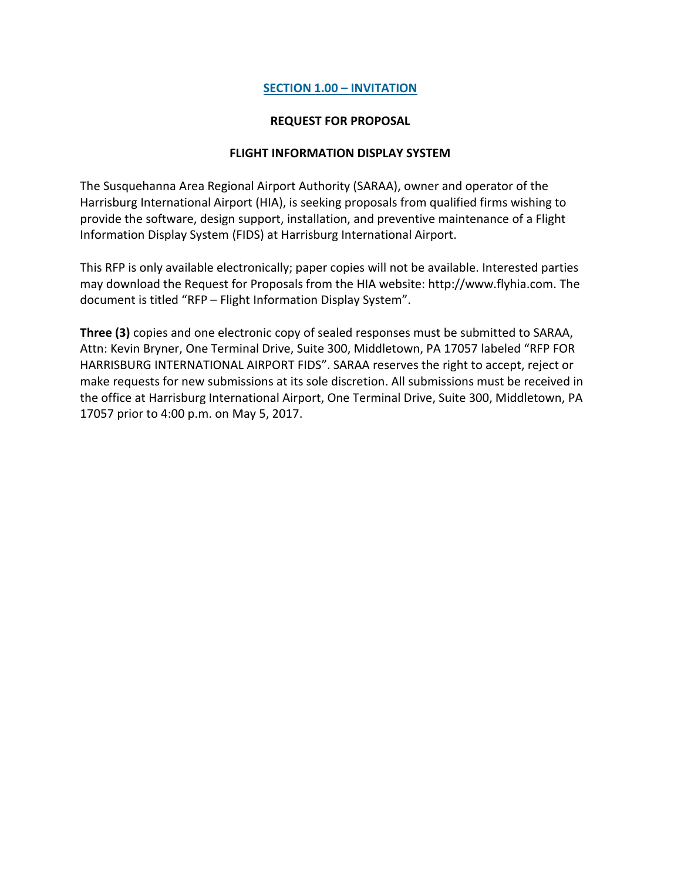## SECTION 1.00 – INVITATION

### REQUEST FOR PROPOSAL

### FLIGHT INFORMATION DISPLAY SYSTEM

The Susquehanna Area Regional Airport Authority (SARAA), owner and operator of the Harrisburg International Airport (HIA), is seeking proposals from qualified firms wishing to provide the software, design support, installation, and preventive maintenance of a Flight Information Display System (FIDS) at Harrisburg International Airport.

This RFP is only available electronically; paper copies will not be available. Interested parties may download the Request for Proposals from the HIA website: http://www.flyhia.com. The document is titled "RFP – Flight Information Display System".

**Three (3)** copies and one electronic copy of sealed responses must be submitted to SARAA, Attn: Kevin Bryner, One Terminal Drive, Suite 300, Middletown, PA 17057 labeled "RFP FOR HARRISBURG INTERNATIONAL AIRPORT FIDS". SARAA reserves the right to accept, reject or make requests for new submissions at its sole discretion. All submissions must be received in the office at Harrisburg International Airport, One Terminal Drive, Suite 300, Middletown, PA 17057 prior to 4:00 p.m. on May 5, 2017.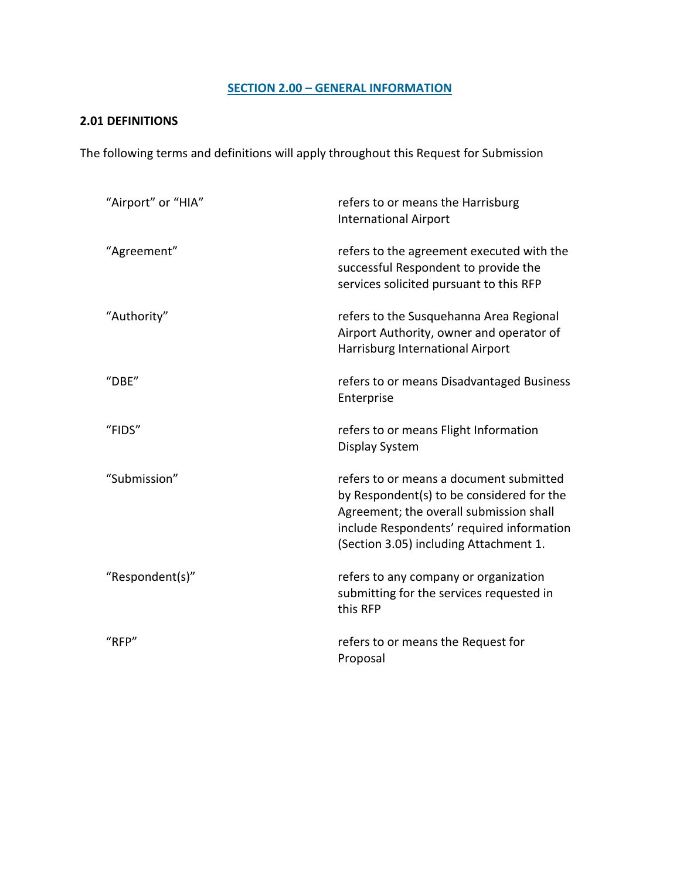## SECTION 2.00 – GENERAL INFORMATION

### 2.01 DEFINITIONS

The following terms and definitions will apply throughout this Request for Submission

| | |
|---|---|
| "Airport" or "HIA" | refers to or means the Harrisburg International Airport |
| "Agreement" | refers to the agreement executed with the successful Respondent to provide the services solicited pursuant to this RFP |
| "Authority" | refers to the Susquehanna Area Regional Airport Authority, owner and operator of Harrisburg International Airport |
| "DBE" | refers to or means Disadvantaged Business Enterprise |
| "FIDS" | refers to or means Flight Information Display System |
| "Submission" | refers to or means a document submitted by Respondent(s) to be considered for the Agreement; the overall submission shall include Respondents' required information (Section 3.05) including Attachment 1. |
| "Respondent(s)" | refers to any company or organization submitting for the services requested in this RFP |
| "RFP" | refers to or means the Request for Proposal |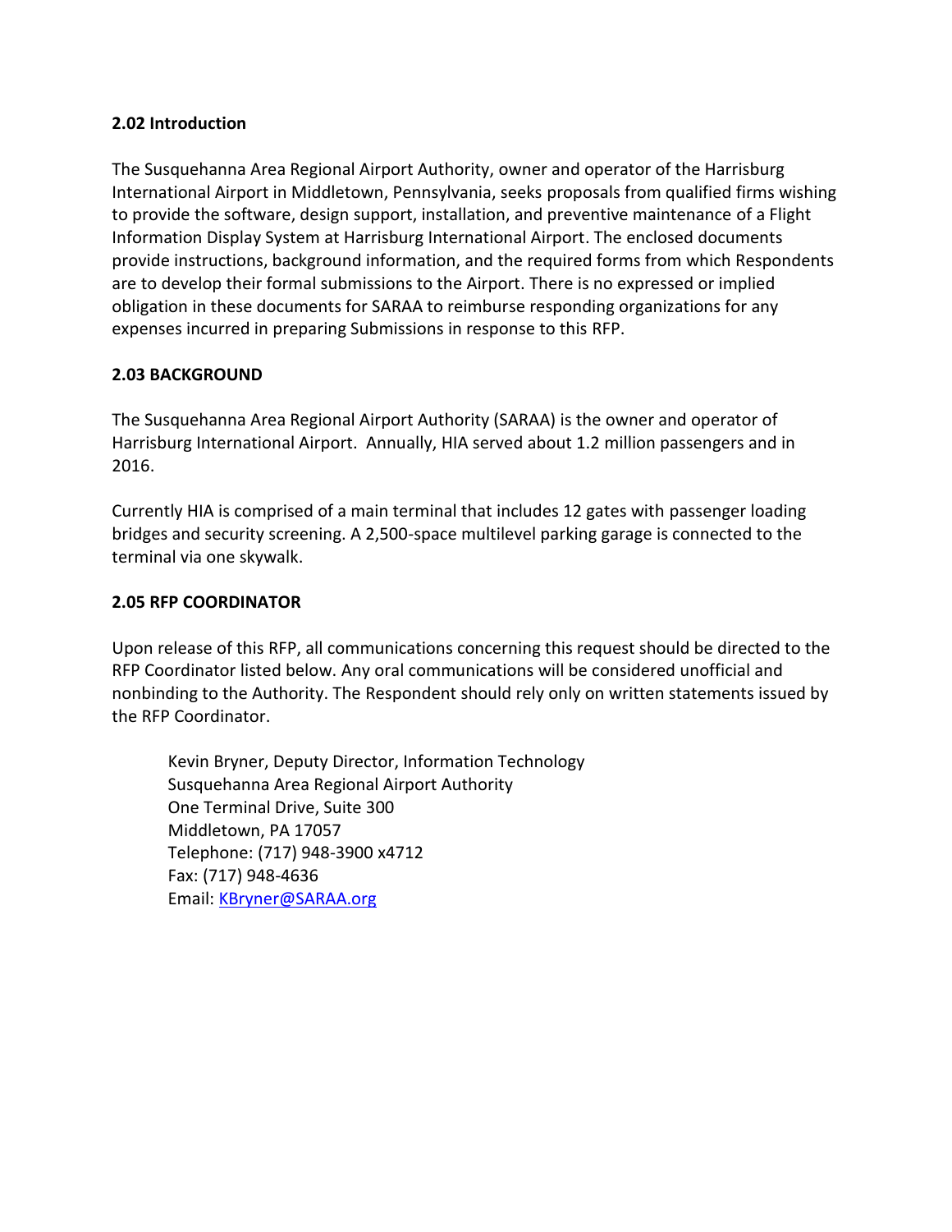**2.02 Introduction**

The Susquehanna Area Regional Airport Authority, owner and operator of the Harrisburg International Airport in Middletown, Pennsylvania, seeks proposals from qualified firms wishing to provide the software, design support, installation, and preventive maintenance of a Flight Information Display System at Harrisburg International Airport. The enclosed documents provide instructions, background information, and the required forms from which Respondents are to develop their formal submissions to the Airport. There is no expressed or implied obligation in these documents for SARAA to reimburse responding organizations for any expenses incurred in preparing Submissions in response to this RFP.

**2.03 BACKGROUND**

The Susquehanna Area Regional Airport Authority (SARAA) is the owner and operator of Harrisburg International Airport. Annually, HIA served about 1.2 million passengers and in 2016.

Currently HIA is comprised of a main terminal that includes 12 gates with passenger loading bridges and security screening. A 2,500-space multilevel parking garage is connected to the terminal via one skywalk.

**2.05 RFP COORDINATOR**

Upon release of this RFP, all communications concerning this request should be directed to the RFP Coordinator listed below. Any oral communications will be considered unofficial and nonbinding to the Authority. The Respondent should rely only on written statements issued by the RFP Coordinator.

> Kevin Bryner, Deputy Director, Information Technology
> Susquehanna Area Regional Airport Authority
> One Terminal Drive, Suite 300
> Middletown, PA 17057
> Telephone: (717) 948-3900 x4712
> Fax: (717) 948-4636
> Email: KBryner@SARAA.org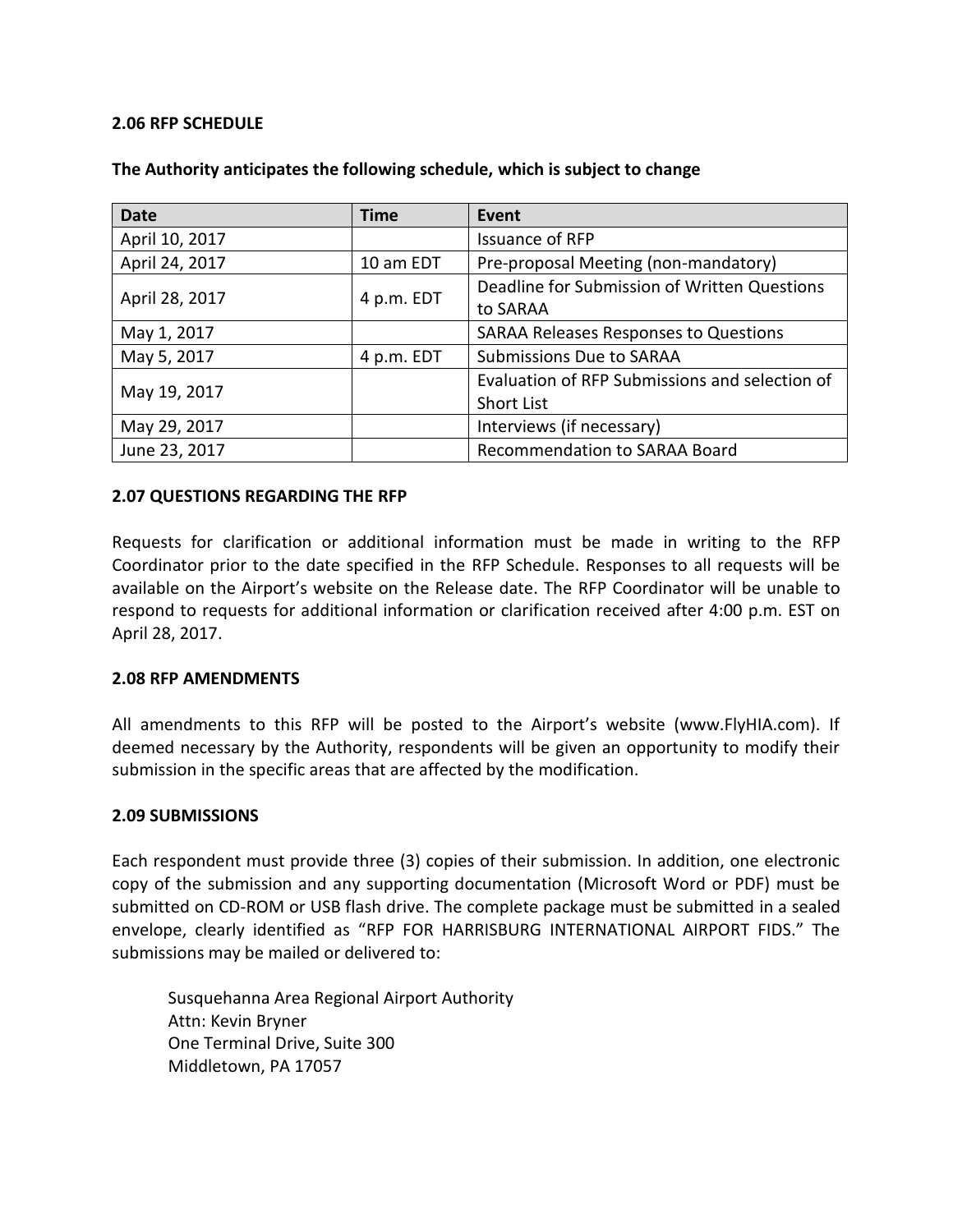### 2.06 RFP SCHEDULE

**The Authority anticipates the following schedule, which is subject to change**

| Date | Time | Event |
|---|---|---|
| April 10, 2017 | | Issuance of RFP |
| April 24, 2017 | 10 am EDT | Pre-proposal Meeting (non-mandatory) |
| April 28, 2017 | 4 p.m. EDT | Deadline for Submission of Written Questions to SARAA |
| May 1, 2017 | | SARAA Releases Responses to Questions |
| May 5, 2017 | 4 p.m. EDT | Submissions Due to SARAA |
| May 19, 2017 | | Evaluation of RFP Submissions and selection of Short List |
| May 29, 2017 | | Interviews (if necessary) |
| June 23, 2017 | | Recommendation to SARAA Board |

### 2.07 QUESTIONS REGARDING THE RFP

Requests for clarification or additional information must be made in writing to the RFP Coordinator prior to the date specified in the RFP Schedule. Responses to all requests will be available on the Airport's website on the Release date. The RFP Coordinator will be unable to respond to requests for additional information or clarification received after 4:00 p.m. EST on April 28, 2017.

### 2.08 RFP AMENDMENTS

All amendments to this RFP will be posted to the Airport's website (www.FlyHIA.com). If deemed necessary by the Authority, respondents will be given an opportunity to modify their submission in the specific areas that are affected by the modification.

### 2.09 SUBMISSIONS

Each respondent must provide three (3) copies of their submission. In addition, one electronic copy of the submission and any supporting documentation (Microsoft Word or PDF) must be submitted on CD-ROM or USB flash drive. The complete package must be submitted in a sealed envelope, clearly identified as "RFP FOR HARRISBURG INTERNATIONAL AIRPORT FIDS." The submissions may be mailed or delivered to:

Susquehanna Area Regional Airport Authority
Attn: Kevin Bryner
One Terminal Drive, Suite 300
Middletown, PA 17057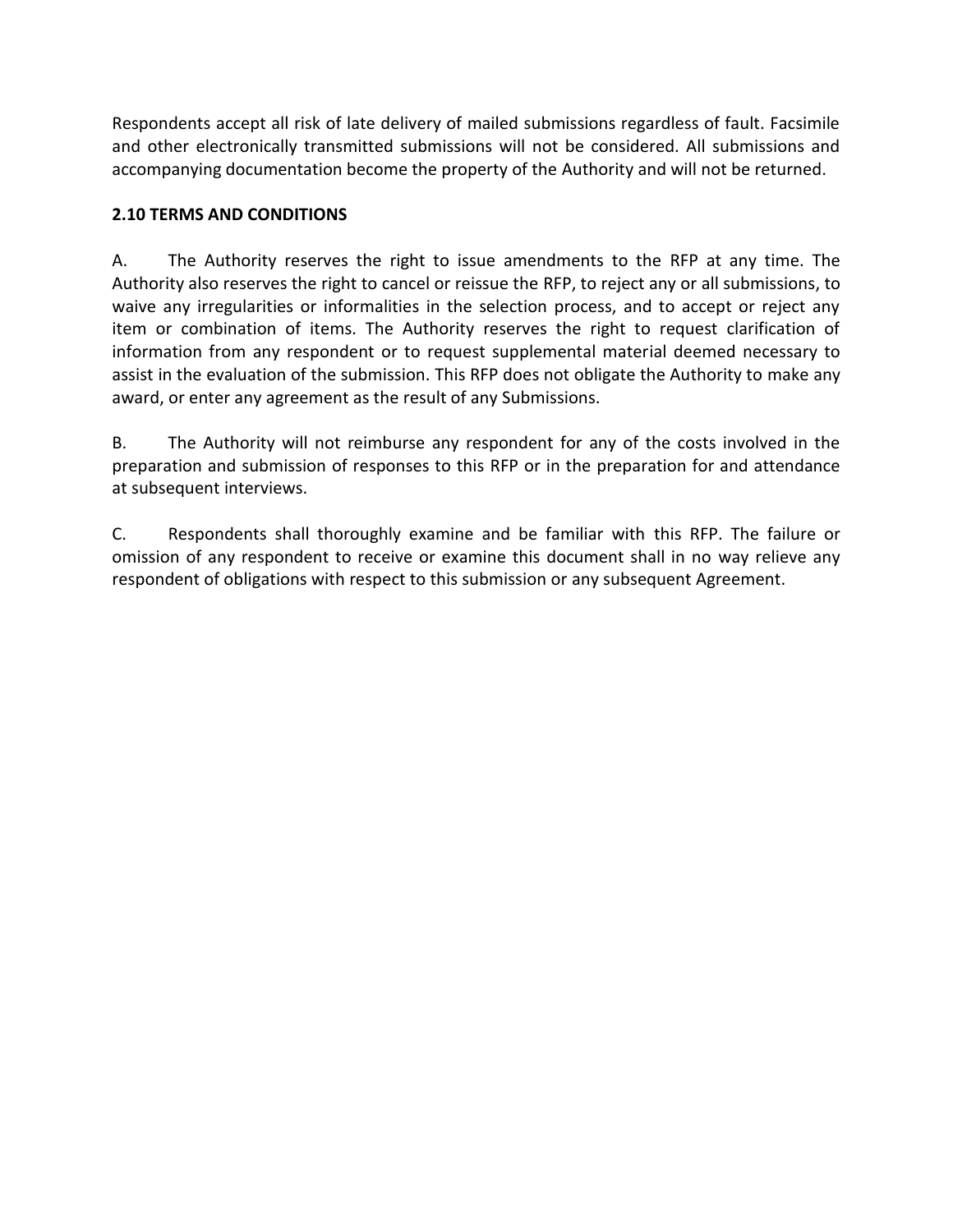Respondents accept all risk of late delivery of mailed submissions regardless of fault. Facsimile and other electronically transmitted submissions will not be considered. All submissions and accompanying documentation become the property of the Authority and will not be returned.

**2.10 TERMS AND CONDITIONS**

A. The Authority reserves the right to issue amendments to the RFP at any time. The Authority also reserves the right to cancel or reissue the RFP, to reject any or all submissions, to waive any irregularities or informalities in the selection process, and to accept or reject any item or combination of items. The Authority reserves the right to request clarification of information from any respondent or to request supplemental material deemed necessary to assist in the evaluation of the submission. This RFP does not obligate the Authority to make any award, or enter any agreement as the result of any Submissions.

B. The Authority will not reimburse any respondent for any of the costs involved in the preparation and submission of responses to this RFP or in the preparation for and attendance at subsequent interviews.

C. Respondents shall thoroughly examine and be familiar with this RFP. The failure or omission of any respondent to receive or examine this document shall in no way relieve any respondent of obligations with respect to this submission or any subsequent Agreement.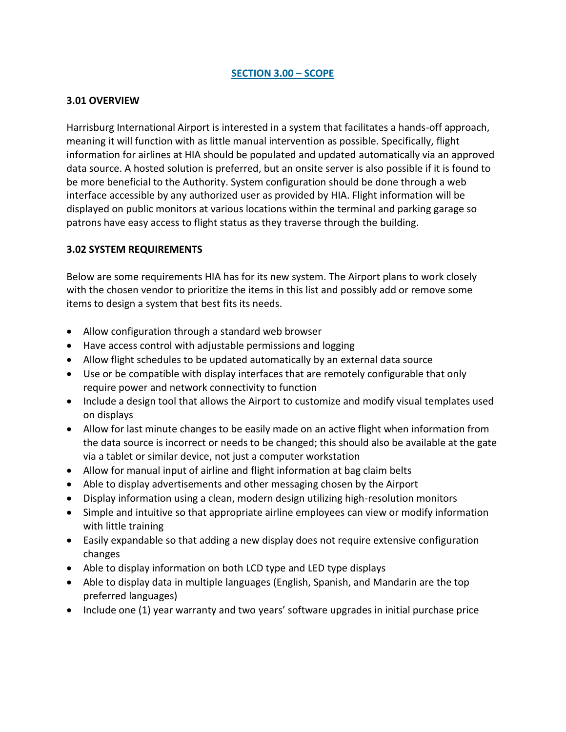## SECTION 3.00 – SCOPE

### 3.01 OVERVIEW

Harrisburg International Airport is interested in a system that facilitates a hands-off approach, meaning it will function with as little manual intervention as possible. Specifically, flight information for airlines at HIA should be populated and updated automatically via an approved data source. A hosted solution is preferred, but an onsite server is also possible if it is found to be more beneficial to the Authority. System configuration should be done through a web interface accessible by any authorized user as provided by HIA. Flight information will be displayed on public monitors at various locations within the terminal and parking garage so patrons have easy access to flight status as they traverse through the building.

### 3.02 SYSTEM REQUIREMENTS

Below are some requirements HIA has for its new system. The Airport plans to work closely with the chosen vendor to prioritize the items in this list and possibly add or remove some items to design a system that best fits its needs.

- Allow configuration through a standard web browser
- Have access control with adjustable permissions and logging
- Allow flight schedules to be updated automatically by an external data source
- Use or be compatible with display interfaces that are remotely configurable that only require power and network connectivity to function
- Include a design tool that allows the Airport to customize and modify visual templates used on displays
- Allow for last minute changes to be easily made on an active flight when information from the data source is incorrect or needs to be changed; this should also be available at the gate via a tablet or similar device, not just a computer workstation
- Allow for manual input of airline and flight information at bag claim belts
- Able to display advertisements and other messaging chosen by the Airport
- Display information using a clean, modern design utilizing high-resolution monitors
- Simple and intuitive so that appropriate airline employees can view or modify information with little training
- Easily expandable so that adding a new display does not require extensive configuration changes
- Able to display information on both LCD type and LED type displays
- Able to display data in multiple languages (English, Spanish, and Mandarin are the top preferred languages)
- Include one (1) year warranty and two years' software upgrades in initial purchase price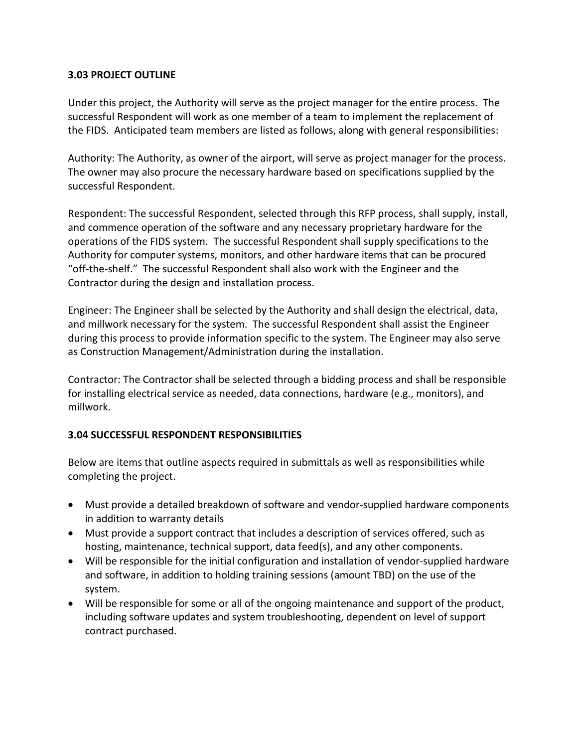### 3.03 PROJECT OUTLINE

Under this project, the Authority will serve as the project manager for the entire process. The successful Respondent will work as one member of a team to implement the replacement of the FIDS. Anticipated team members are listed as follows, along with general responsibilities:

Authority: The Authority, as owner of the airport, will serve as project manager for the process. The owner may also procure the necessary hardware based on specifications supplied by the successful Respondent.

Respondent: The successful Respondent, selected through this RFP process, shall supply, install, and commence operation of the software and any necessary proprietary hardware for the operations of the FIDS system. The successful Respondent shall supply specifications to the Authority for computer systems, monitors, and other hardware items that can be procured "off-the-shelf." The successful Respondent shall also work with the Engineer and the Contractor during the design and installation process.

Engineer: The Engineer shall be selected by the Authority and shall design the electrical, data, and millwork necessary for the system. The successful Respondent shall assist the Engineer during this process to provide information specific to the system. The Engineer may also serve as Construction Management/Administration during the installation.

Contractor: The Contractor shall be selected through a bidding process and shall be responsible for installing electrical service as needed, data connections, hardware (e.g., monitors), and millwork.

### 3.04 SUCCESSFUL RESPONDENT RESPONSIBILITIES

Below are items that outline aspects required in submittals as well as responsibilities while completing the project.

- Must provide a detailed breakdown of software and vendor-supplied hardware components in addition to warranty details
- Must provide a support contract that includes a description of services offered, such as hosting, maintenance, technical support, data feed(s), and any other components.
- Will be responsible for the initial configuration and installation of vendor-supplied hardware and software, in addition to holding training sessions (amount TBD) on the use of the system.
- Will be responsible for some or all of the ongoing maintenance and support of the product, including software updates and system troubleshooting, dependent on level of support contract purchased.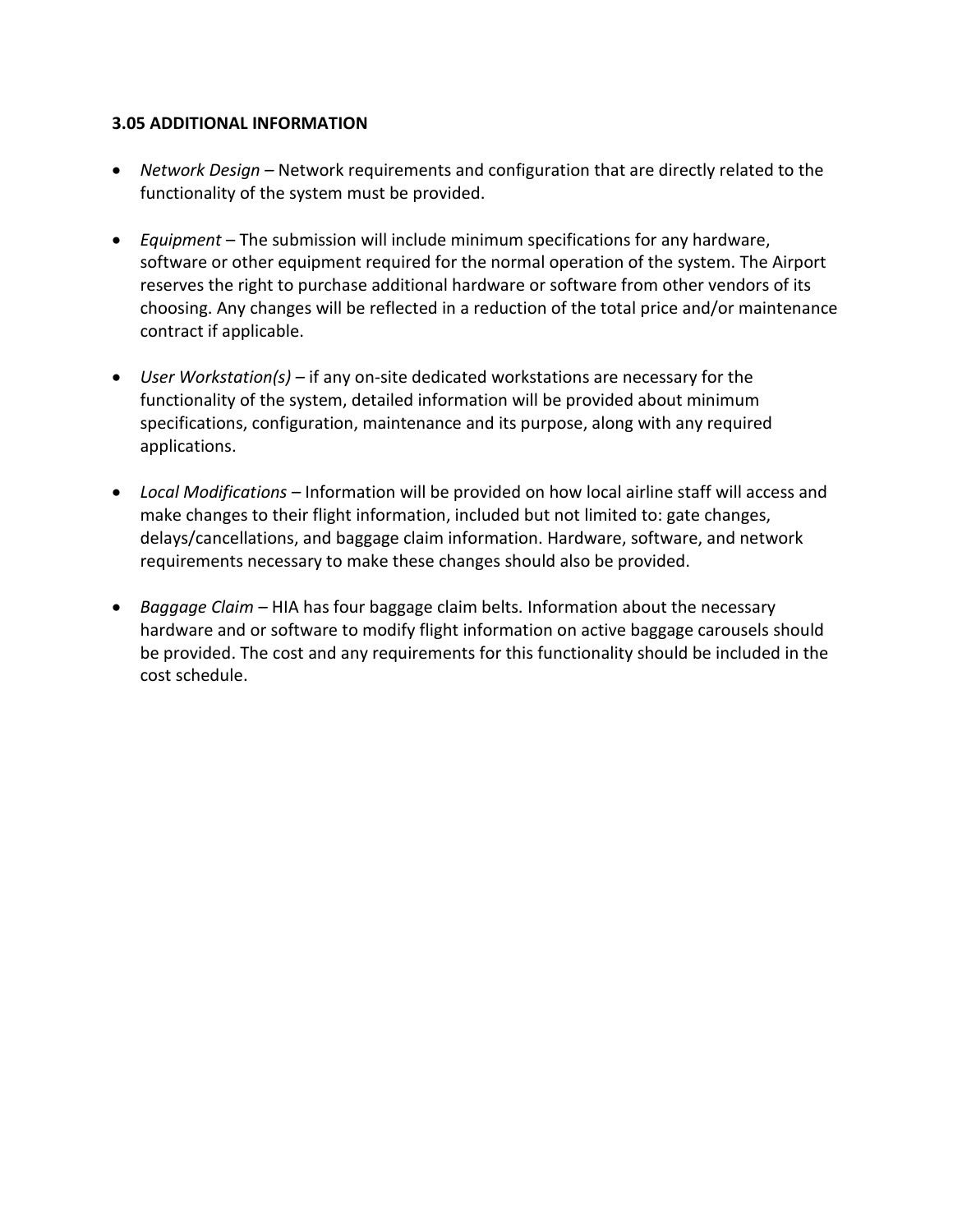### 3.05 ADDITIONAL INFORMATION

- *Network Design* – Network requirements and configuration that are directly related to the functionality of the system must be provided.

- *Equipment* – The submission will include minimum specifications for any hardware, software or other equipment required for the normal operation of the system. The Airport reserves the right to purchase additional hardware or software from other vendors of its choosing. Any changes will be reflected in a reduction of the total price and/or maintenance contract if applicable.

- *User Workstation(s)* – if any on-site dedicated workstations are necessary for the functionality of the system, detailed information will be provided about minimum specifications, configuration, maintenance and its purpose, along with any required applications.

- *Local Modifications* – Information will be provided on how local airline staff will access and make changes to their flight information, included but not limited to: gate changes, delays/cancellations, and baggage claim information. Hardware, software, and network requirements necessary to make these changes should also be provided.

- *Baggage Claim* – HIA has four baggage claim belts. Information about the necessary hardware and or software to modify flight information on active baggage carousels should be provided. The cost and any requirements for this functionality should be included in the cost schedule.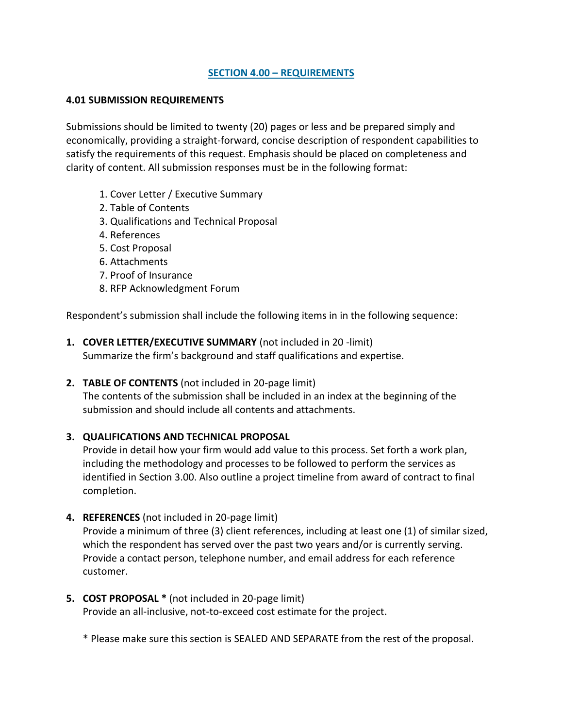## SECTION 4.00 – REQUIREMENTS

### 4.01 SUBMISSION REQUIREMENTS

Submissions should be limited to twenty (20) pages or less and be prepared simply and economically, providing a straight-forward, concise description of respondent capabilities to satisfy the requirements of this request. Emphasis should be placed on completeness and clarity of content. All submission responses must be in the following format:

1. Cover Letter / Executive Summary
2. Table of Contents
3. Qualifications and Technical Proposal
4. References
5. Cost Proposal
6. Attachments
7. Proof of Insurance
8. RFP Acknowledgment Forum

Respondent's submission shall include the following items in in the following sequence:

1. **COVER LETTER/EXECUTIVE SUMMARY** (not included in 20 -limit)
   Summarize the firm's background and staff qualifications and expertise.

2. **TABLE OF CONTENTS** (not included in 20-page limit)
   The contents of the submission shall be included in an index at the beginning of the submission and should include all contents and attachments.

3. **QUALIFICATIONS AND TECHNICAL PROPOSAL**
   Provide in detail how your firm would add value to this process. Set forth a work plan, including the methodology and processes to be followed to perform the services as identified in Section 3.00. Also outline a project timeline from award of contract to final completion.

4. **REFERENCES** (not included in 20-page limit)
   Provide a minimum of three (3) client references, including at least one (1) of similar sized, which the respondent has served over the past two years and/or is currently serving. Provide a contact person, telephone number, and email address for each reference customer.

5. **COST PROPOSAL *** (not included in 20-page limit)
   Provide an all-inclusive, not-to-exceed cost estimate for the project.

   * Please make sure this section is SEALED AND SEPARATE from the rest of the proposal.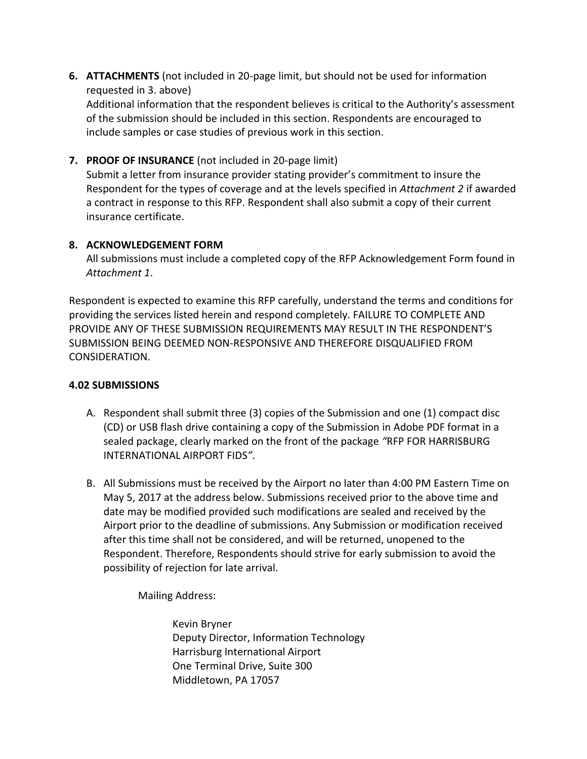6. **ATTACHMENTS** (not included in 20-page limit, but should not be used for information requested in 3. above)
   Additional information that the respondent believes is critical to the Authority's assessment of the submission should be included in this section. Respondents are encouraged to include samples or case studies of previous work in this section.

7. **PROOF OF INSURANCE** (not included in 20-page limit)
   Submit a letter from insurance provider stating provider's commitment to insure the Respondent for the types of coverage and at the levels specified in *Attachment 2* if awarded a contract in response to this RFP. Respondent shall also submit a copy of their current insurance certificate.

8. **ACKNOWLEDGEMENT FORM**
   All submissions must include a completed copy of the RFP Acknowledgement Form found in *Attachment 1*.

Respondent is expected to examine this RFP carefully, understand the terms and conditions for providing the services listed herein and respond completely. FAILURE TO COMPLETE AND PROVIDE ANY OF THESE SUBMISSION REQUIREMENTS MAY RESULT IN THE RESPONDENT'S SUBMISSION BEING DEEMED NON-RESPONSIVE AND THEREFORE DISQUALIFIED FROM CONSIDERATION.

**4.02 SUBMISSIONS**

A. Respondent shall submit three (3) copies of the Submission and one (1) compact disc (CD) or USB flash drive containing a copy of the Submission in Adobe PDF format in a sealed package, clearly marked on the front of the package *"*RFP FOR HARRISBURG INTERNATIONAL AIRPORT FIDS*"*.

B. All Submissions must be received by the Airport no later than 4:00 PM Eastern Time on May 5, 2017 at the address below. Submissions received prior to the above time and date may be modified provided such modifications are sealed and received by the Airport prior to the deadline of submissions. Any Submission or modification received after this time shall not be considered, and will be returned, unopened to the Respondent. Therefore, Respondents should strive for early submission to avoid the possibility of rejection for late arrival.

   Mailing Address:

   Kevin Bryner
   Deputy Director, Information Technology
   Harrisburg International Airport
   One Terminal Drive, Suite 300
   Middletown, PA 17057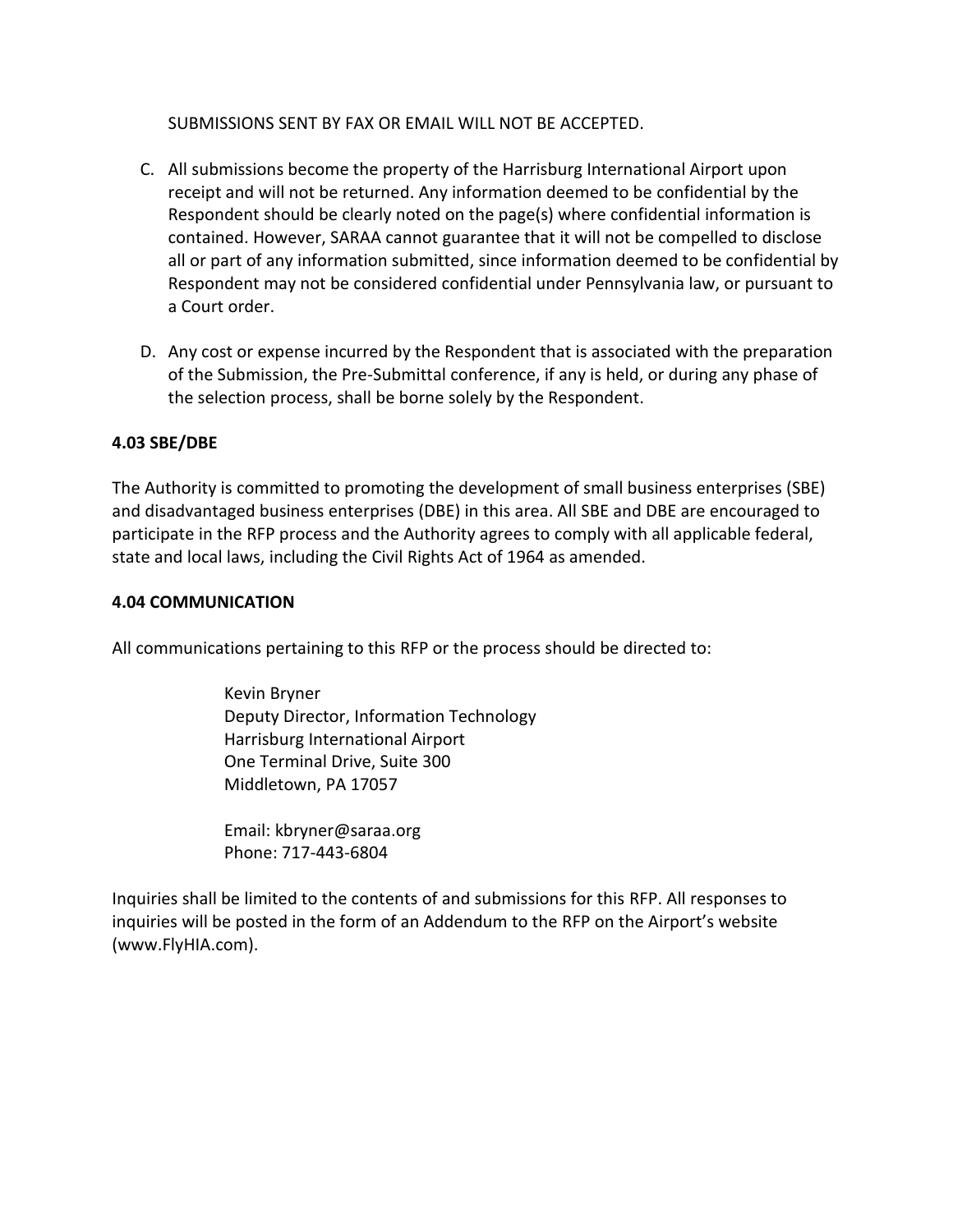SUBMISSIONS SENT BY FAX OR EMAIL WILL NOT BE ACCEPTED.

C. All submissions become the property of the Harrisburg International Airport upon receipt and will not be returned. Any information deemed to be confidential by the Respondent should be clearly noted on the page(s) where confidential information is contained. However, SARAA cannot guarantee that it will not be compelled to disclose all or part of any information submitted, since information deemed to be confidential by Respondent may not be considered confidential under Pennsylvania law, or pursuant to a Court order.

D. Any cost or expense incurred by the Respondent that is associated with the preparation of the Submission, the Pre-Submittal conference, if any is held, or during any phase of the selection process, shall be borne solely by the Respondent.

**4.03 SBE/DBE**

The Authority is committed to promoting the development of small business enterprises (SBE) and disadvantaged business enterprises (DBE) in this area. All SBE and DBE are encouraged to participate in the RFP process and the Authority agrees to comply with all applicable federal, state and local laws, including the Civil Rights Act of 1964 as amended.

**4.04 COMMUNICATION**

All communications pertaining to this RFP or the process should be directed to:

Kevin Bryner
Deputy Director, Information Technology
Harrisburg International Airport
One Terminal Drive, Suite 300
Middletown, PA 17057

Email: kbryner@saraa.org
Phone: 717-443-6804

Inquiries shall be limited to the contents of and submissions for this RFP. All responses to inquiries will be posted in the form of an Addendum to the RFP on the Airport's website (www.FlyHIA.com).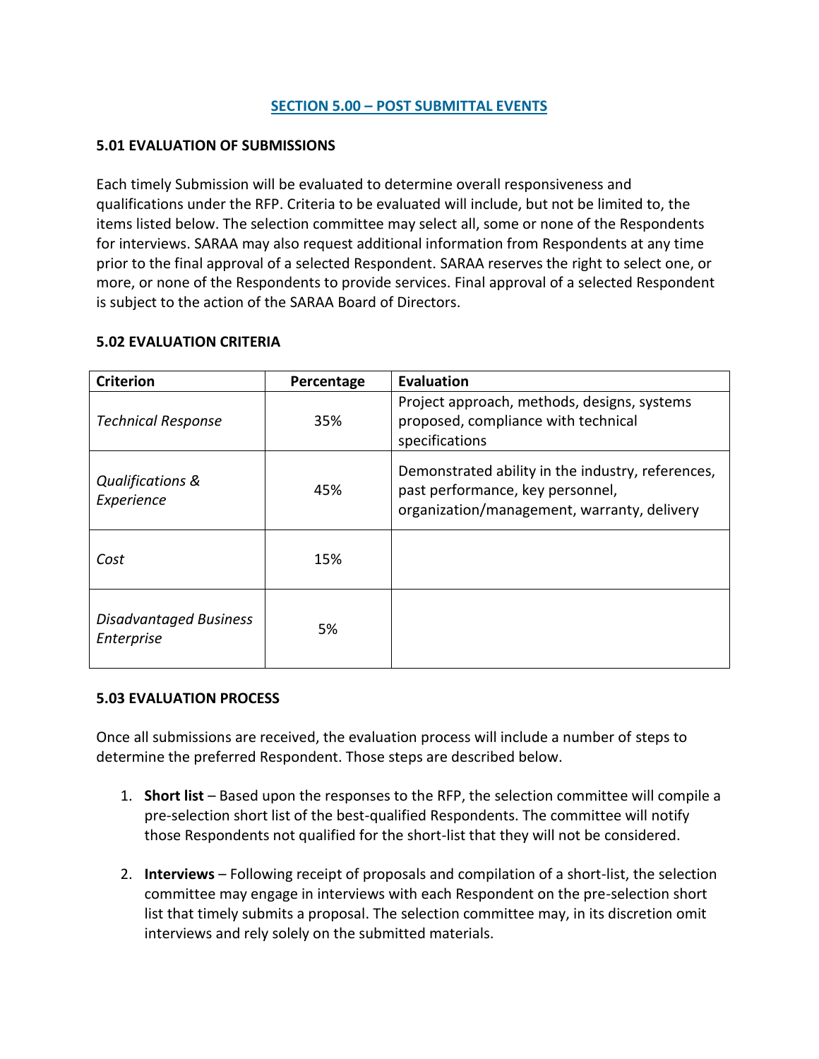## SECTION 5.00 – POST SUBMITTAL EVENTS

### 5.01 EVALUATION OF SUBMISSIONS

Each timely Submission will be evaluated to determine overall responsiveness and qualifications under the RFP. Criteria to be evaluated will include, but not be limited to, the items listed below. The selection committee may select all, some or none of the Respondents for interviews. SARAA may also request additional information from Respondents at any time prior to the final approval of a selected Respondent. SARAA reserves the right to select one, or more, or none of the Respondents to provide services. Final approval of a selected Respondent is subject to the action of the SARAA Board of Directors.

### 5.02 EVALUATION CRITERIA

| Criterion | Percentage | Evaluation |
|---|---|---|
| *Technical Response* | 35% | Project approach, methods, designs, systems proposed, compliance with technical specifications |
| *Qualifications & Experience* | 45% | Demonstrated ability in the industry, references, past performance, key personnel, organization/management, warranty, delivery |
| *Cost* | 15% | |
| *Disadvantaged Business Enterprise* | 5% | |

### 5.03 EVALUATION PROCESS

Once all submissions are received, the evaluation process will include a number of steps to determine the preferred Respondent. Those steps are described below.

1. **Short list** – Based upon the responses to the RFP, the selection committee will compile a pre-selection short list of the best-qualified Respondents. The committee will notify those Respondents not qualified for the short-list that they will not be considered.

2. **Interviews** – Following receipt of proposals and compilation of a short-list, the selection committee may engage in interviews with each Respondent on the pre-selection short list that timely submits a proposal. The selection committee may, in its discretion omit interviews and rely solely on the submitted materials.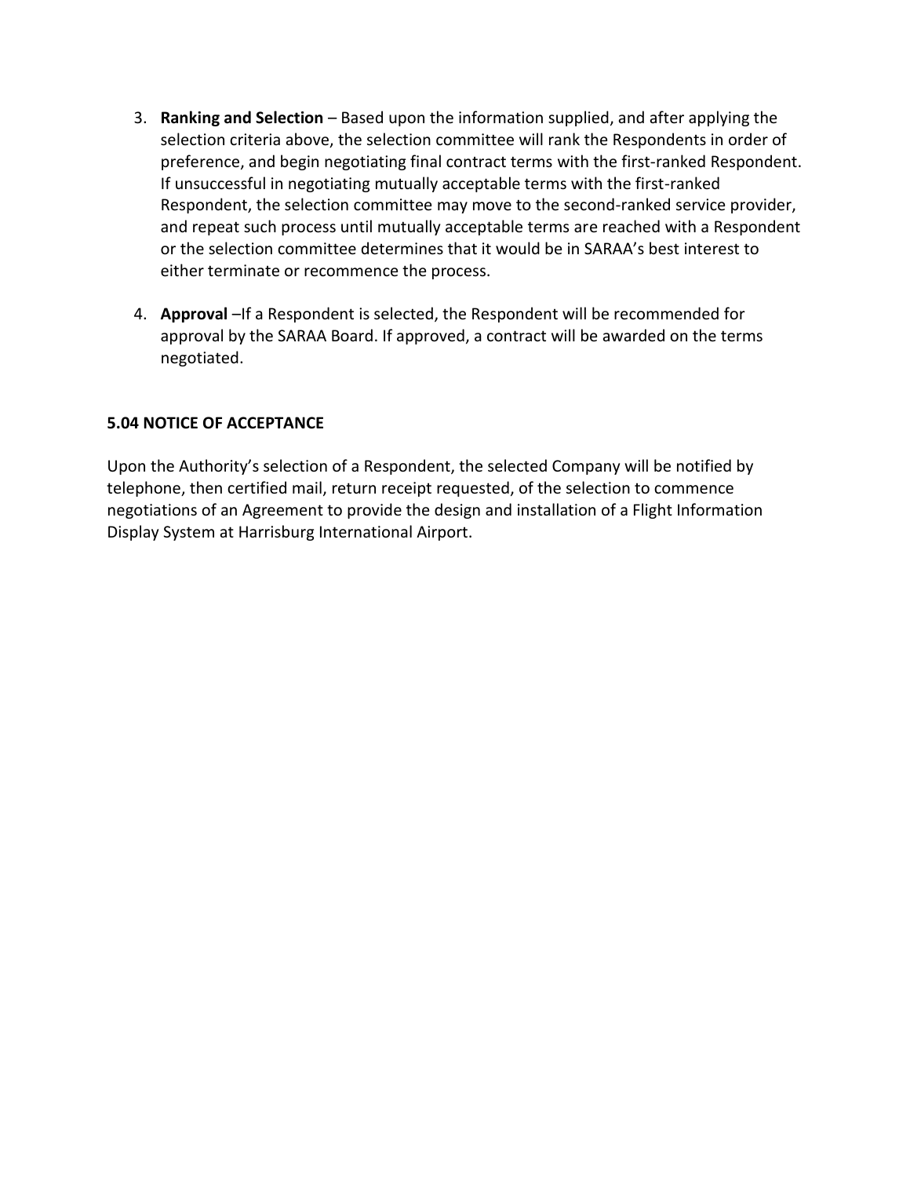3. **Ranking and Selection** – Based upon the information supplied, and after applying the selection criteria above, the selection committee will rank the Respondents in order of preference, and begin negotiating final contract terms with the first-ranked Respondent. If unsuccessful in negotiating mutually acceptable terms with the first-ranked Respondent, the selection committee may move to the second-ranked service provider, and repeat such process until mutually acceptable terms are reached with a Respondent or the selection committee determines that it would be in SARAA's best interest to either terminate or recommence the process.

4. **Approval** –If a Respondent is selected, the Respondent will be recommended for approval by the SARAA Board. If approved, a contract will be awarded on the terms negotiated.

### 5.04 NOTICE OF ACCEPTANCE

Upon the Authority's selection of a Respondent, the selected Company will be notified by telephone, then certified mail, return receipt requested, of the selection to commence negotiations of an Agreement to provide the design and installation of a Flight Information Display System at Harrisburg International Airport.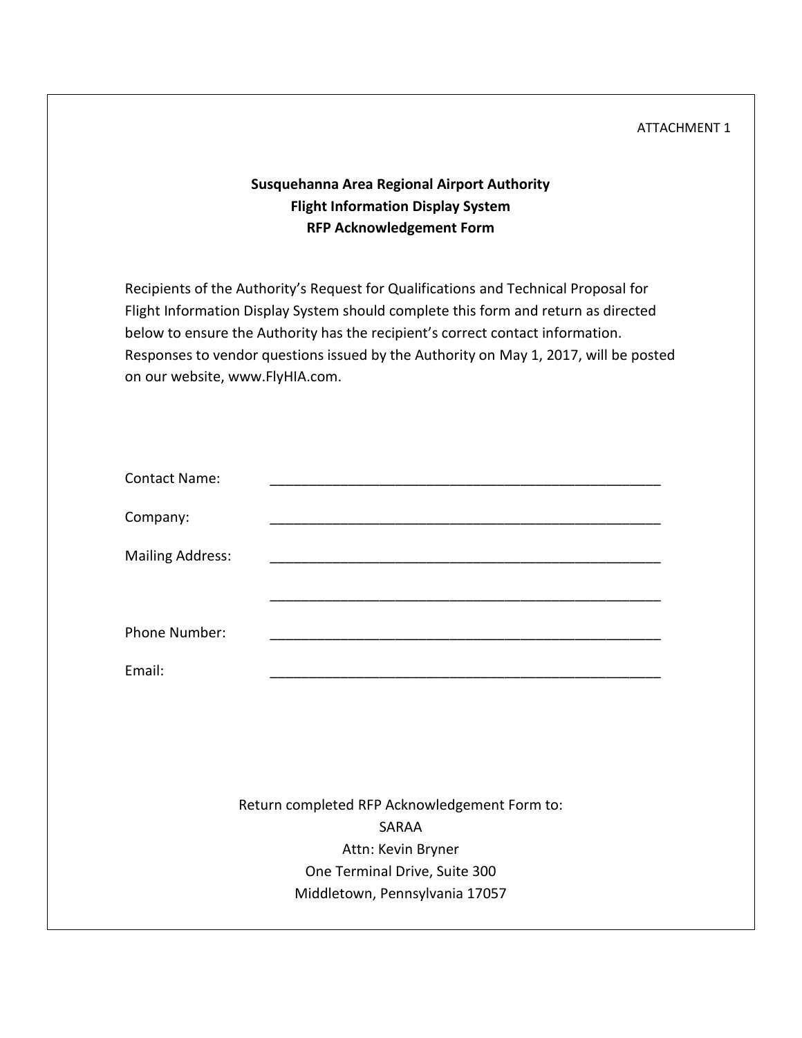ATTACHMENT 1

**Susquehanna Area Regional Airport Authority**
**Flight Information Display System**
**RFP Acknowledgement Form**

Recipients of the Authority's Request for Qualifications and Technical Proposal for Flight Information Display System should complete this form and return as directed below to ensure the Authority has the recipient's correct contact information. Responses to vendor questions issued by the Authority on May 1, 2017, will be posted on our website, www.FlyHIA.com.

Contact Name: ____________________________________________________

Company: ____________________________________________________

Mailing Address: ____________________________________________________

____________________________________________________

Phone Number: ____________________________________________________

Email: ____________________________________________________

Return completed RFP Acknowledgement Form to:
SARAA
Attn: Kevin Bryner
One Terminal Drive, Suite 300
Middletown, Pennsylvania 17057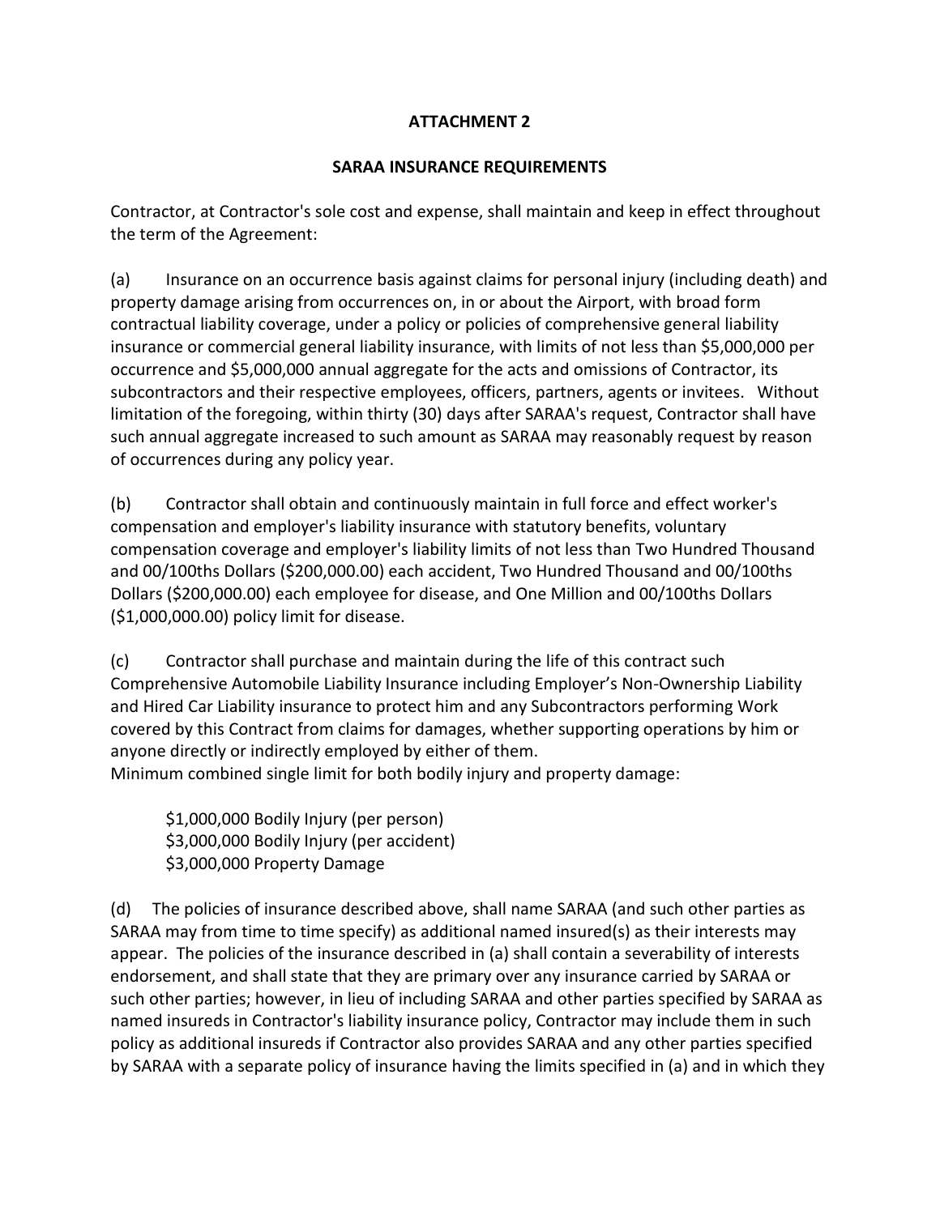**ATTACHMENT 2**

**SARAA INSURANCE REQUIREMENTS**

Contractor, at Contractor's sole cost and expense, shall maintain and keep in effect throughout the term of the Agreement:

(a) Insurance on an occurrence basis against claims for personal injury (including death) and property damage arising from occurrences on, in or about the Airport, with broad form contractual liability coverage, under a policy or policies of comprehensive general liability insurance or commercial general liability insurance, with limits of not less than $5,000,000 per occurrence and $5,000,000 annual aggregate for the acts and omissions of Contractor, its subcontractors and their respective employees, officers, partners, agents or invitees. Without limitation of the foregoing, within thirty (30) days after SARAA's request, Contractor shall have such annual aggregate increased to such amount as SARAA may reasonably request by reason of occurrences during any policy year.

(b) Contractor shall obtain and continuously maintain in full force and effect worker's compensation and employer's liability insurance with statutory benefits, voluntary compensation coverage and employer's liability limits of not less than Two Hundred Thousand and 00/100ths Dollars ($200,000.00) each accident, Two Hundred Thousand and 00/100ths Dollars ($200,000.00) each employee for disease, and One Million and 00/100ths Dollars ($1,000,000.00) policy limit for disease.

(c) Contractor shall purchase and maintain during the life of this contract such Comprehensive Automobile Liability Insurance including Employer's Non-Ownership Liability and Hired Car Liability insurance to protect him and any Subcontractors performing Work covered by this Contract from claims for damages, whether supporting operations by him or anyone directly or indirectly employed by either of them.
Minimum combined single limit for both bodily injury and property damage:

$1,000,000 Bodily Injury (per person)
$3,000,000 Bodily Injury (per accident)
$3,000,000 Property Damage

(d) The policies of insurance described above, shall name SARAA (and such other parties as SARAA may from time to time specify) as additional named insured(s) as their interests may appear. The policies of the insurance described in (a) shall contain a severability of interests endorsement, and shall state that they are primary over any insurance carried by SARAA or such other parties; however, in lieu of including SARAA and other parties specified by SARAA as named insureds in Contractor's liability insurance policy, Contractor may include them in such policy as additional insureds if Contractor also provides SARAA and any other parties specified by SARAA with a separate policy of insurance having the limits specified in (a) and in which they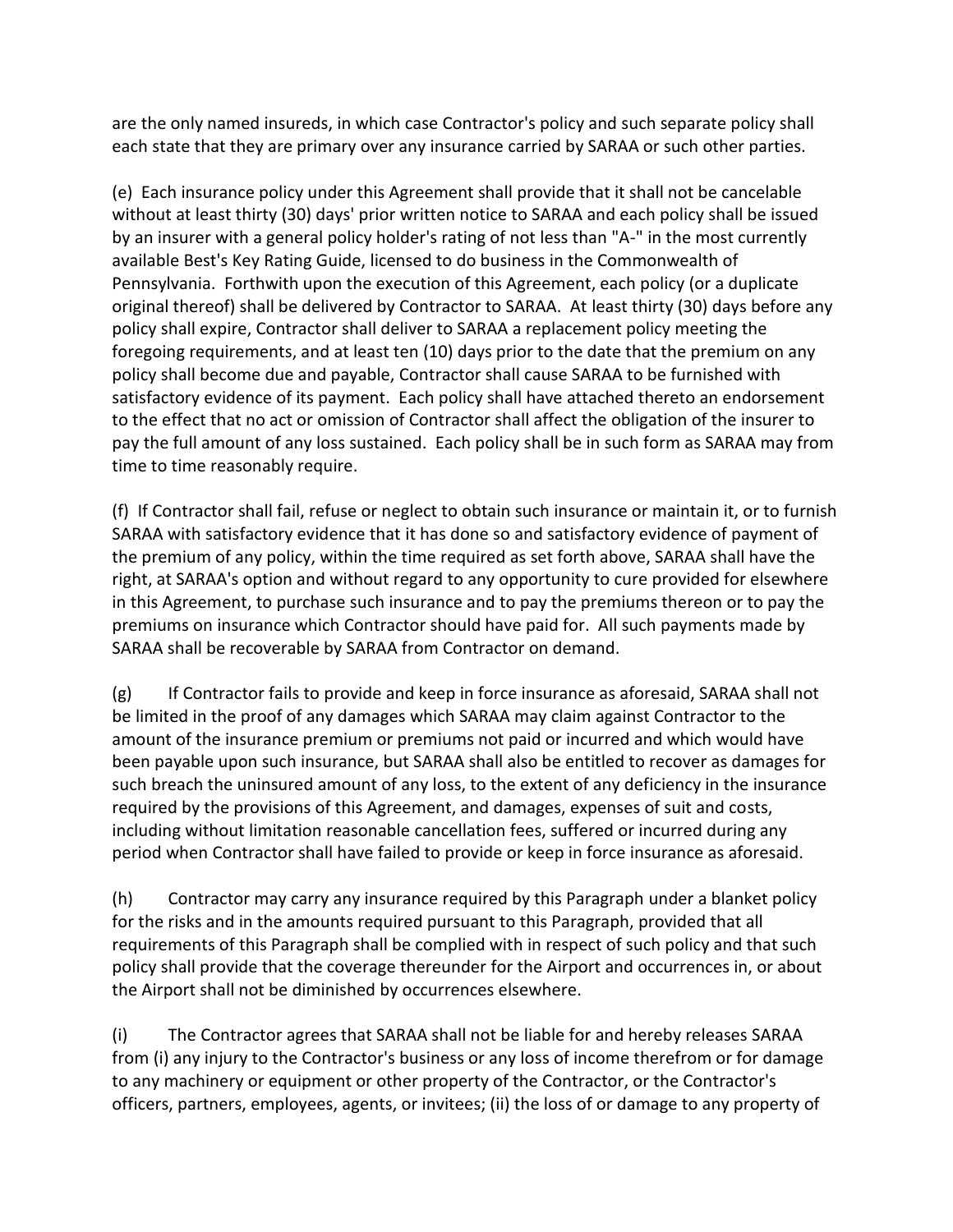are the only named insureds, in which case Contractor's policy and such separate policy shall each state that they are primary over any insurance carried by SARAA or such other parties.

(e) Each insurance policy under this Agreement shall provide that it shall not be cancelable without at least thirty (30) days' prior written notice to SARAA and each policy shall be issued by an insurer with a general policy holder's rating of not less than "A-" in the most currently available Best's Key Rating Guide, licensed to do business in the Commonwealth of Pennsylvania. Forthwith upon the execution of this Agreement, each policy (or a duplicate original thereof) shall be delivered by Contractor to SARAA. At least thirty (30) days before any policy shall expire, Contractor shall deliver to SARAA a replacement policy meeting the foregoing requirements, and at least ten (10) days prior to the date that the premium on any policy shall become due and payable, Contractor shall cause SARAA to be furnished with satisfactory evidence of its payment. Each policy shall have attached thereto an endorsement to the effect that no act or omission of Contractor shall affect the obligation of the insurer to pay the full amount of any loss sustained. Each policy shall be in such form as SARAA may from time to time reasonably require.

(f) If Contractor shall fail, refuse or neglect to obtain such insurance or maintain it, or to furnish SARAA with satisfactory evidence that it has done so and satisfactory evidence of payment of the premium of any policy, within the time required as set forth above, SARAA shall have the right, at SARAA's option and without regard to any opportunity to cure provided for elsewhere in this Agreement, to purchase such insurance and to pay the premiums thereon or to pay the premiums on insurance which Contractor should have paid for. All such payments made by SARAA shall be recoverable by SARAA from Contractor on demand.

(g) If Contractor fails to provide and keep in force insurance as aforesaid, SARAA shall not be limited in the proof of any damages which SARAA may claim against Contractor to the amount of the insurance premium or premiums not paid or incurred and which would have been payable upon such insurance, but SARAA shall also be entitled to recover as damages for such breach the uninsured amount of any loss, to the extent of any deficiency in the insurance required by the provisions of this Agreement, and damages, expenses of suit and costs, including without limitation reasonable cancellation fees, suffered or incurred during any period when Contractor shall have failed to provide or keep in force insurance as aforesaid.

(h) Contractor may carry any insurance required by this Paragraph under a blanket policy for the risks and in the amounts required pursuant to this Paragraph, provided that all requirements of this Paragraph shall be complied with in respect of such policy and that such policy shall provide that the coverage thereunder for the Airport and occurrences in, or about the Airport shall not be diminished by occurrences elsewhere.

(i) The Contractor agrees that SARAA shall not be liable for and hereby releases SARAA from (i) any injury to the Contractor's business or any loss of income therefrom or for damage to any machinery or equipment or other property of the Contractor, or the Contractor's officers, partners, employees, agents, or invitees; (ii) the loss of or damage to any property of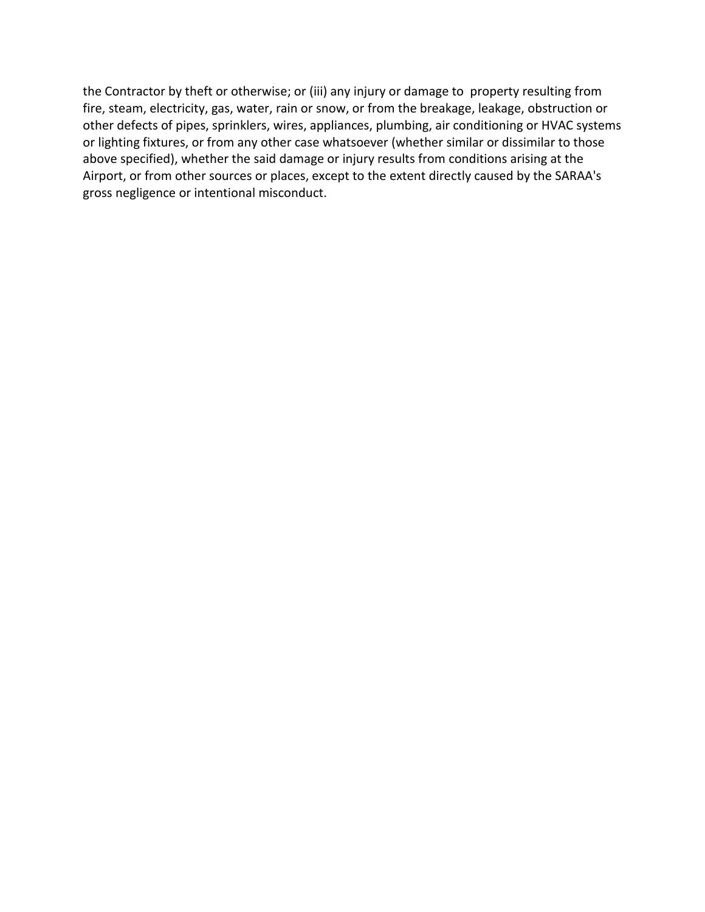the Contractor by theft or otherwise; or (iii) any injury or damage to property resulting from fire, steam, electricity, gas, water, rain or snow, or from the breakage, leakage, obstruction or other defects of pipes, sprinklers, wires, appliances, plumbing, air conditioning or HVAC systems or lighting fixtures, or from any other case whatsoever (whether similar or dissimilar to those above specified), whether the said damage or injury results from conditions arising at the Airport, or from other sources or places, except to the extent directly caused by the SARAA's gross negligence or intentional misconduct.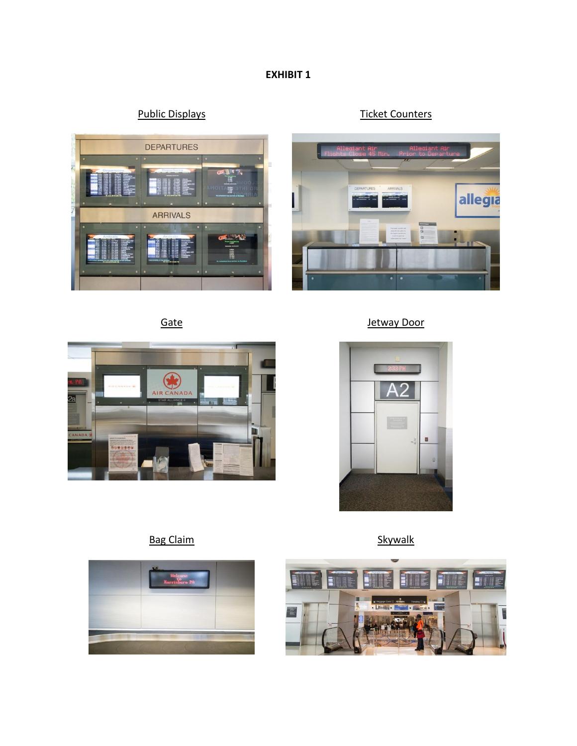**EXHIBIT 1**

Public Displays

Ticket Counters

Gate

Jetway Door

Bag Claim

Skywalk